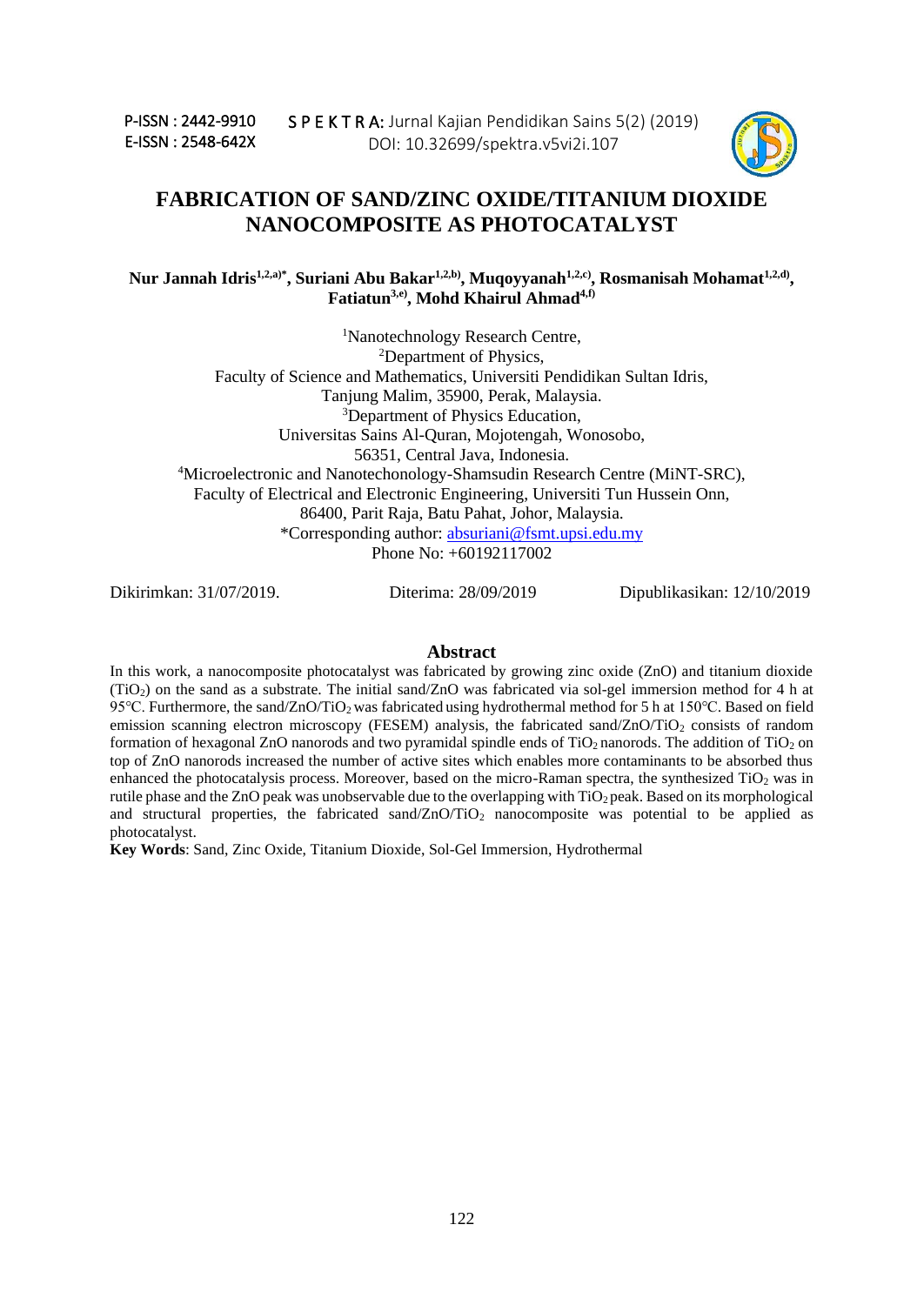# FABRICATION OF SAND/ZINC OXIDE/TITANIUM DIOXIDE NANOCOMPOSITE AS PHOTOCATALYST

**Nur Jannah Idris[1,2,a)*], Suriani Abu Bakar[1,2,b)], Muqoyyanah[1,2,c)], Rosmanisah Mohamat[1,2,d)], Fatiatun[3,e)], Mohd Khairul Ahmad[4,f)]**

[1]Nanotechnology Research Centre,
[2]Department of Physics,
Faculty of Science and Mathematics, Universiti Pendidikan Sultan Idris,
Tanjung Malim, 35900, Perak, Malaysia.
[3]Department of Physics Education,
Universitas Sains Al-Quran, Mojotengah, Wonosobo,
56351, Central Java, Indonesia.
[4]Microelectronic and Nanotechonology-Shamsudin Research Centre (MiNT-SRC),
Faculty of Electrical and Electronic Engineering, Universiti Tun Hussein Onn,
86400, Parit Raja, Batu Pahat, Johor, Malaysia.
*Corresponding author: absuriani@fsmt.upsi.edu.my
Phone No: +60192117002

Dikirimkan: 31/07/2019. Diterima: 28/09/2019 Dipublikasikan: 12/10/2019

## Abstract

In this work, a nanocomposite photocatalyst was fabricated by growing zinc oxide (ZnO) and titanium dioxide ($TiO_2$) on the sand as a substrate. The initial sand/ZnO was fabricated via sol-gel immersion method for 4 h at 95°C. Furthermore, the sand/ZnO/$TiO_2$ was fabricated using hydrothermal method for 5 h at 150°C. Based on field emission scanning electron microscopy (FESEM) analysis, the fabricated sand/ZnO/$TiO_2$ consists of random formation of hexagonal ZnO nanorods and two pyramidal spindle ends of $TiO_2$ nanorods. The addition of $TiO_2$ on top of ZnO nanorods increased the number of active sites which enables more contaminants to be absorbed thus enhanced the photocatalysis process. Moreover, based on the micro-Raman spectra, the synthesized $TiO_2$ was in rutile phase and the ZnO peak was unobservable due to the overlapping with $TiO_2$ peak. Based on its morphological and structural properties, the fabricated sand/ZnO/$TiO_2$ nanocomposite was potential to be applied as photocatalyst.

**Key Words**: Sand, Zinc Oxide, Titanium Dioxide, Sol-Gel Immersion, Hydrothermal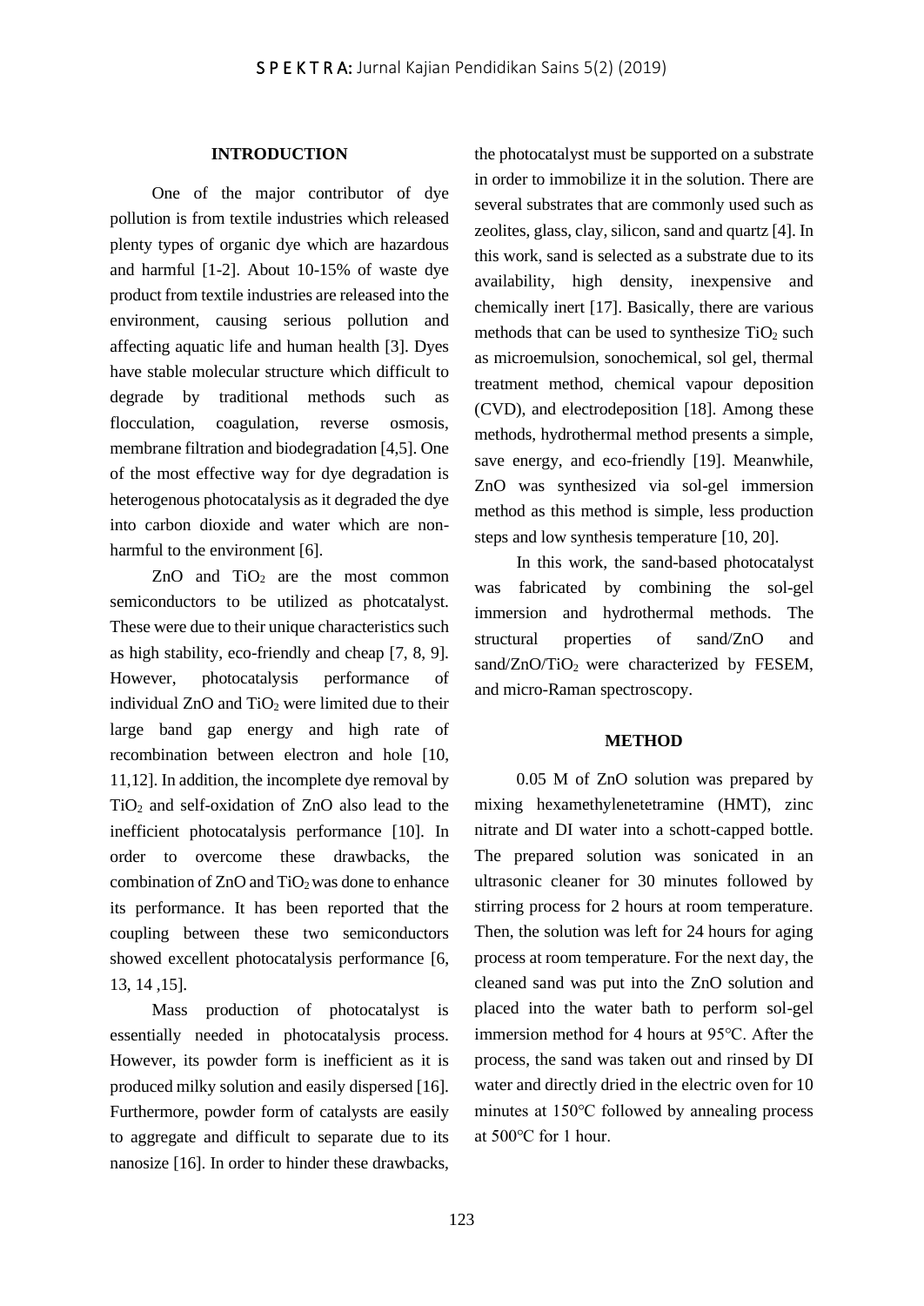## INTRODUCTION

One of the major contributor of dye pollution is from textile industries which released plenty types of organic dye which are hazardous and harmful [1-2]. About 10-15% of waste dye product from textile industries are released into the environment, causing serious pollution and affecting aquatic life and human health [3]. Dyes have stable molecular structure which difficult to degrade by traditional methods such as flocculation, coagulation, reverse osmosis, membrane filtration and biodegradation [4,5]. One of the most effective way for dye degradation is heterogenous photocatalysis as it degraded the dye into carbon dioxide and water which are non-harmful to the environment [6].

ZnO and $TiO_2$ are the most common semiconductors to be utilized as photcatalyst. These were due to their unique characteristics such as high stability, eco-friendly and cheap [7, 8, 9]. However, photocatalysis performance of individual ZnO and $TiO_2$ were limited due to their large band gap energy and high rate of recombination between electron and hole [10, 11,12]. In addition, the incomplete dye removal by $TiO_2$ and self-oxidation of ZnO also lead to the inefficient photocatalysis performance [10]. In order to overcome these drawbacks, the combination of ZnO and $TiO_2$ was done to enhance its performance. It has been reported that the coupling between these two semiconductors showed excellent photocatalysis performance [6, 13, 14 ,15].

Mass production of photocatalyst is essentially needed in photocatalysis process. However, its powder form is inefficient as it is produced milky solution and easily dispersed [16]. Furthermore, powder form of catalysts are easily to aggregate and difficult to separate due to its nanosize [16]. In order to hinder these drawbacks, the photocatalyst must be supported on a substrate in order to immobilize it in the solution. There are several substrates that are commonly used such as zeolites, glass, clay, silicon, sand and quartz [4]. In this work, sand is selected as a substrate due to its availability, high density, inexpensive and chemically inert [17]. Basically, there are various methods that can be used to synthesize $TiO_2$ such as microemulsion, sonochemical, sol gel, thermal treatment method, chemical vapour deposition (CVD), and electrodeposition [18]. Among these methods, hydrothermal method presents a simple, save energy, and eco-friendly [19]. Meanwhile, ZnO was synthesized via sol-gel immersion method as this method is simple, less production steps and low synthesis temperature [10, 20].

In this work, the sand-based photocatalyst was fabricated by combining the sol-gel immersion and hydrothermal methods. The structural properties of sand/ZnO and sand/ZnO/$TiO_2$ were characterized by FESEM, and micro-Raman spectroscopy.

## METHOD

0.05 M of ZnO solution was prepared by mixing hexamethylenetetramine (HMT), zinc nitrate and DI water into a schott-capped bottle. The prepared solution was sonicated in an ultrasonic cleaner for 30 minutes followed by stirring process for 2 hours at room temperature. Then, the solution was left for 24 hours for aging process at room temperature. For the next day, the cleaned sand was put into the ZnO solution and placed into the water bath to perform sol-gel immersion method for 4 hours at 95°C. After the process, the sand was taken out and rinsed by DI water and directly dried in the electric oven for 10 minutes at 150°C followed by annealing process at 500°C for 1 hour.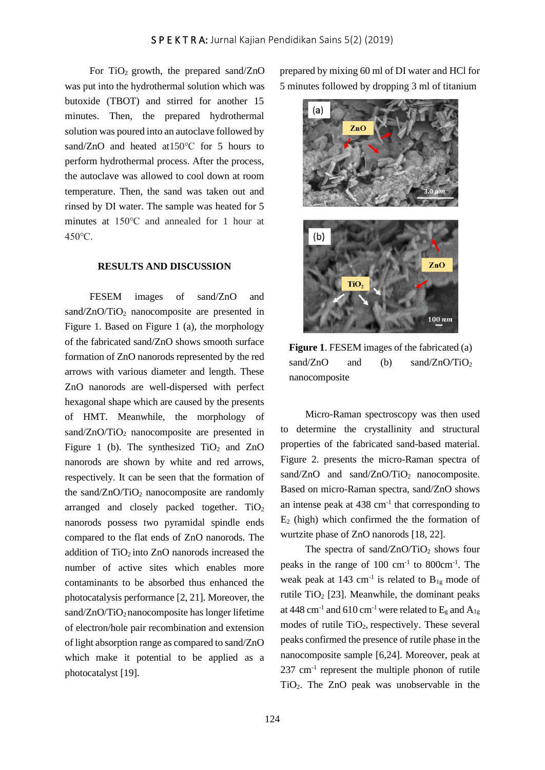For $TiO_2$ growth, the prepared sand/ZnO was put into the hydrothermal solution which was prepared by mixing 60 ml of DI water and HCl for 5 minutes followed by dropping 3 ml of titanium butoxide (TBOT) and stirred for another 15 minutes. Then, the prepared hydrothermal solution was poured into an autoclave followed by sand/ZnO and heated at150°C for 5 hours to perform hydrothermal process. After the process, the autoclave was allowed to cool down at room temperature. Then, the sand was taken out and rinsed by DI water. The sample was heated for 5 minutes at 150°C and annealed for 1 hour at 450°C.

## RESULTS AND DISCUSSION

FESEM images of sand/ZnO and sand/ZnO/$TiO_2$ nanocomposite are presented in Figure 1. Based on Figure 1 (a), the morphology of the fabricated sand/ZnO shows smooth surface formation of ZnO nanorods represented by the red arrows with various diameter and length. These ZnO nanorods are well-dispersed with perfect hexagonal shape which are caused by the presents of HMT. Meanwhile, the morphology of sand/ZnO/$TiO_2$ nanocomposite are presented in Figure 1 (b). The synthesized $TiO_2$ and ZnO nanorods are shown by white and red arrows, respectively. It can be seen that the formation of the sand/ZnO/$TiO_2$ nanocomposite are randomly arranged and closely packed together. $TiO_2$ nanorods possess two pyramidal spindle ends compared to the flat ends of ZnO nanorods. The addition of $TiO_2$ into ZnO nanorods increased the number of active sites which enables more contaminants to be absorbed thus enhanced the photocatalysis performance [2, 21]. Moreover, the sand/ZnO/$TiO_2$ nanocomposite has longer lifetime of electron/hole pair recombination and extension of light absorption range as compared to sand/ZnO which make it potential to be applied as a photocatalyst [19].

**Figure 1**. FESEM images of the fabricated (a) sand/ZnO and (b) sand/ZnO/$TiO_2$ nanocomposite

Micro-Raman spectroscopy was then used to determine the crystallinity and structural properties of the fabricated sand-based material. Figure 2. presents the micro-Raman spectra of sand/ZnO and sand/ZnO/$TiO_2$ nanocomposite. Based on micro-Raman spectra, sand/ZnO shows an intense peak at 438 $cm^{-1}$ that corresponding to $E_2$ (high) which confirmed the the formation of wurtzite phase of ZnO nanorods [18, 22].

The spectra of sand/ZnO/$TiO_2$ shows four peaks in the range of 100 $cm^{-1}$ to 800$cm^{-1}$. The weak peak at 143 $cm^{-1}$ is related to $B_{1g}$ mode of rutile $TiO_2$ [23]. Meanwhile, the dominant peaks at 448 $cm^{-1}$ and 610 $cm^{-1}$ were related to $E_g$ and $A_{1g}$ modes of rutile $TiO_2$, respectively. These several peaks confirmed the presence of rutile phase in the nanocomposite sample [6,24]. Moreover, peak at 237 $cm^{-1}$ represent the multiple phonon of rutile $TiO_2$. The ZnO peak was unobservable in the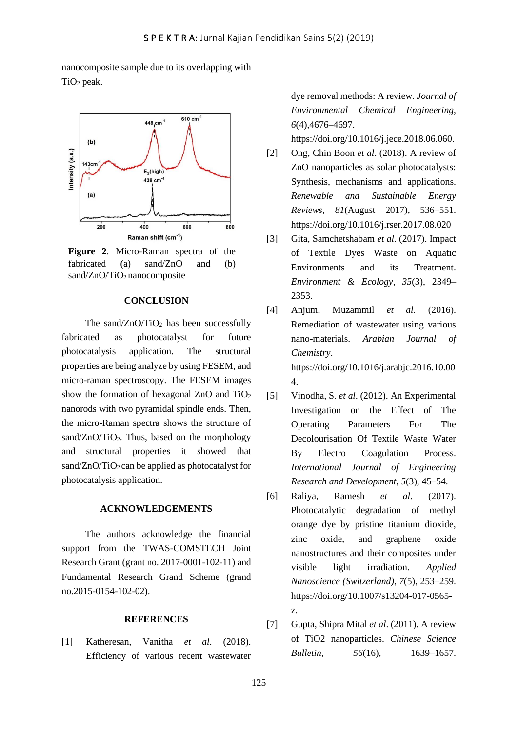nanocomposite sample due to its overlapping with $TiO_2$ peak.

**Figure 2**. Micro-Raman spectra of the fabricated (a) sand/ZnO and (b) sand/ZnO/$TiO_2$ nanocomposite

## CONCLUSION

The sand/ZnO/$TiO_2$ has been successfully fabricated as photocatalyst for future photocatalysis application. The structural properties are being analyze by using FESEM, and micro-raman spectroscopy. The FESEM images show the formation of hexagonal ZnO and $TiO_2$ nanorods with two pyramidal spindle ends. Then, the micro-Raman spectra shows the structure of sand/ZnO/$TiO_2$. Thus, based on the morphology and structural properties it showed that sand/ZnO/$TiO_2$ can be applied as photocatalyst for photocatalysis application.

## ACKNOWLEDGEMENTS

The authors acknowledge the financial support from the TWAS-COMSTECH Joint Research Grant (grant no. 2017-0001-102-11) and Fundamental Research Grand Scheme (grant no.2015-0154-102-02).

## REFERENCES

[1] Katheresan, Vanitha *et al*. (2018). Efficiency of various recent wastewater dye removal methods: A review. *Journal of Environmental Chemical Engineering*, *6*(4),4676–4697. https://doi.org/10.1016/j.jece.2018.06.060.

[2] Ong, Chin Boon *et al*. (2018). A review of ZnO nanoparticles as solar photocatalysts: Synthesis, mechanisms and applications. *Renewable and Sustainable Energy Reviews*, *81*(August 2017), 536–551. https://doi.org/10.1016/j.rser.2017.08.020

[3] Gita, Samchetshabam *et al*. (2017). Impact of Textile Dyes Waste on Aquatic Environments and its Treatment. *Environment & Ecology*, *35*(3), 2349–2353.

[4] Anjum, Muzammil *et al.* (2016). Remediation of wastewater using various nano-materials. *Arabian Journal of Chemistry*. https://doi.org/10.1016/j.arabjc.2016.10.004.

[5] Vinodha, S. *et al*. (2012). An Experimental Investigation on the Effect of The Operating Parameters For The Decolourisation Of Textile Waste Water By Electro Coagulation Process. *International Journal of Engineering Research and Development*, *5*(3), 45–54.

[6] Raliya, Ramesh *et al*. (2017). Photocatalytic degradation of methyl orange dye by pristine titanium dioxide, zinc oxide, and graphene oxide nanostructures and their composites under visible light irradiation. *Applied Nanoscience (Switzerland)*, *7*(5), 253–259. https://doi.org/10.1007/s13204-017-0565-z.

[7] Gupta, Shipra Mital *et al*. (2011). A review of TiO2 nanoparticles. *Chinese Science Bulletin*, *56*(16), 1639–1657.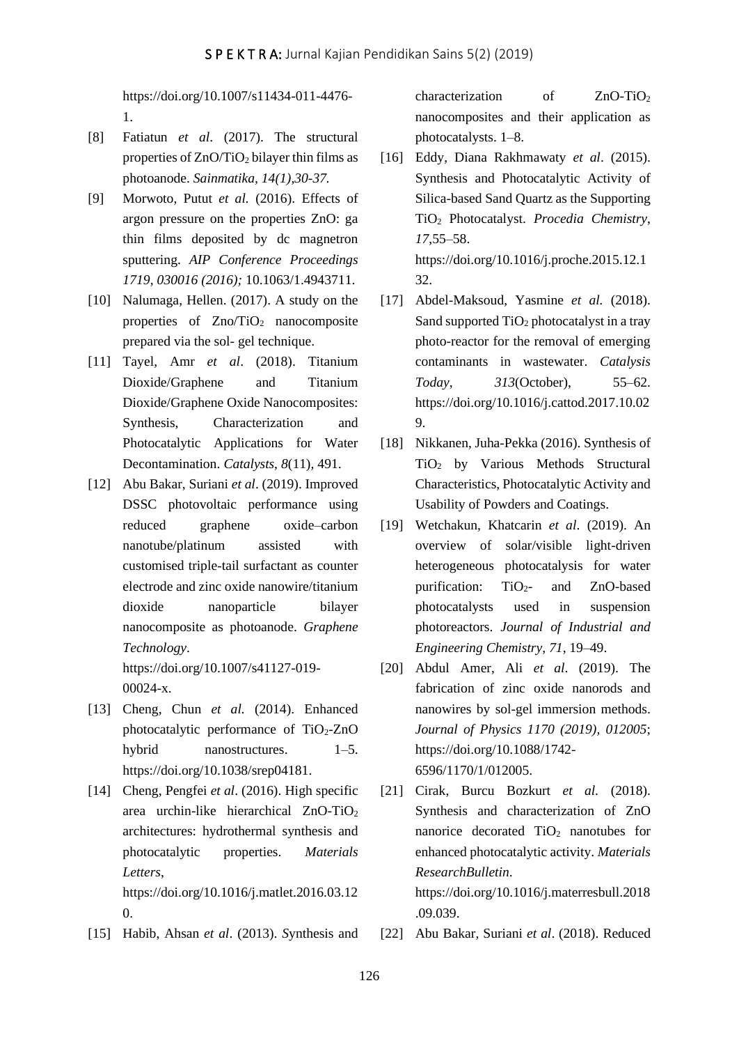https://doi.org/10.1007/s11434-011-4476-1.

[8] Fatiatun *et al*. (2017). The structural properties of $ZnO/TiO_2$ bilayer thin films as photoanode. *Sainmatika, 14(1),30-37.*

[9] Morwoto, Putut *et al.* (2016). Effects of argon pressure on the properties ZnO: ga thin films deposited by dc magnetron sputtering. *AIP Conference Proceedings 1719, 030016 (2016);* 10.1063/1.4943711.

[10] Nalumaga, Hellen. (2017). A study on the properties of $Zno/TiO_2$ nanocomposite prepared via the sol- gel technique.

[11] Tayel, Amr *et al*. (2018). Titanium Dioxide/Graphene and Titanium Dioxide/Graphene Oxide Nanocomposites: Synthesis, Characterization and Photocatalytic Applications for Water Decontamination. *Catalysts*, *8*(11), 491.

[12] Abu Bakar, Suriani *et al*. (2019). Improved DSSC photovoltaic performance using reduced graphene oxide–carbon nanotube/platinum assisted with customised triple-tail surfactant as counter electrode and zinc oxide nanowire/titanium dioxide nanoparticle bilayer nanocomposite as photoanode. *Graphene Technology*. https://doi.org/10.1007/s41127-019-00024-x.

[13] Cheng, Chun *et al.* (2014). Enhanced photocatalytic performance of $TiO_2$-ZnO hybrid nanostructures. 1–5. https://doi.org/10.1038/srep04181.

[14] Cheng, Pengfei *et al*. (2016). High specific area urchin-like hierarchical $ZnO$-$TiO_2$ architectures: hydrothermal synthesis and photocatalytic properties. *Materials Letters*, https://doi.org/10.1016/j.matlet.2016.03.120.

[15] Habib, Ahsan *et al*. (2013). *S*ynthesis and characterization of $ZnO$-$TiO_2$ nanocomposites and their application as photocatalysts. 1–8.

[16] Eddy, Diana Rakhmawaty *et al*. (2015). Synthesis and Photocatalytic Activity of Silica-based Sand Quartz as the Supporting $TiO_2$ Photocatalyst. *Procedia Chemistry*, *17*,55–58. https://doi.org/10.1016/j.proche.2015.12.132.

[17] Abdel-Maksoud, Yasmine *et al.* (2018). Sand supported $TiO_2$ photocatalyst in a tray photo-reactor for the removal of emerging contaminants in wastewater. *Catalysis Today*, *313*(October), 55–62. https://doi.org/10.1016/j.cattod.2017.10.029.

[18] Nikkanen, Juha-Pekka (2016). Synthesis of $TiO_2$ by Various Methods Structural Characteristics, Photocatalytic Activity and Usability of Powders and Coatings.

[19] Wetchakun, Khatcarin *et al*. (2019). An overview of solar/visible light-driven heterogeneous photocatalysis for water purification: $TiO_2$- and ZnO-based photocatalysts used in suspension photoreactors. *Journal of Industrial and Engineering Chemistry*, *71*, 19–49.

[20] Abdul Amer, Ali *et al*. (2019). The fabrication of zinc oxide nanorods and nanowires by sol-gel immersion methods. *Journal of Physics 1170 (2019), 012005*; https://doi.org/10.1088/1742-6596/1170/1/012005.

[21] Cirak, Burcu Bozkurt *et al.* (2018). Synthesis and characterization of ZnO nanorice decorated $TiO_2$ nanotubes for enhanced photocatalytic activity. *Materials ResearchBulletin*. https://doi.org/10.1016/j.materresbull.2018.09.039.

[22] Abu Bakar, Suriani *et al*. (2018). Reduced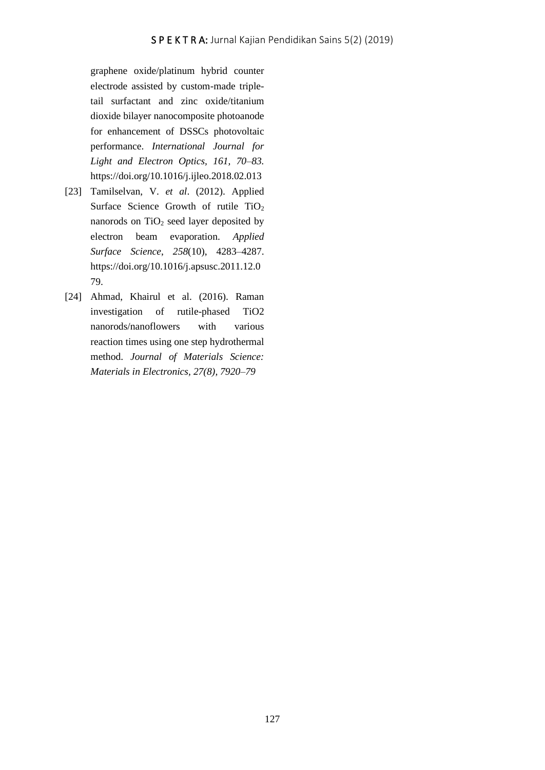graphene oxide/platinum hybrid counter electrode assisted by custom-made triple-tail surfactant and zinc oxide/titanium dioxide bilayer nanocomposite photoanode for enhancement of DSSCs photovoltaic performance. *International Journal for Light and Electron Optics, 161, 70–83.* https://doi.org/10.1016/j.ijleo.2018.02.013

[23] Tamilselvan, V. *et al*. (2012). Applied Surface Science Growth of rutile $TiO_2$ nanorods on $TiO_2$ seed layer deposited by electron beam evaporation. *Applied Surface Science*, *258*(10), 4283–4287. https://doi.org/10.1016/j.apsusc.2011.12.079.

[24] Ahmad, Khairul et al. (2016). Raman investigation of rutile-phased TiO2 nanorods/nanoflowers with various reaction times using one step hydrothermal method. *Journal of Materials Science: Materials in Electronics, 27(8), 7920–79*